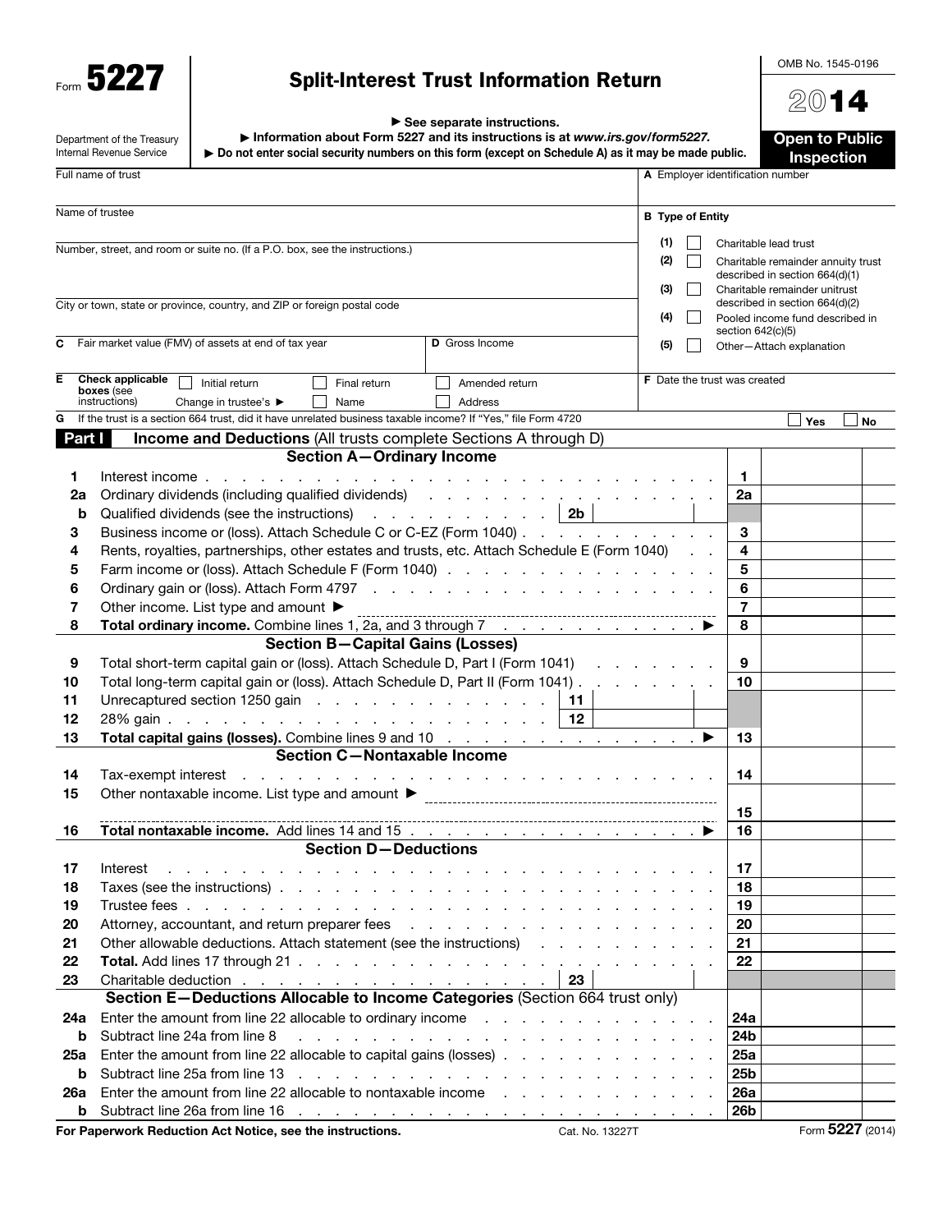Form **5227**

Department of the Treasury
Internal Revenue Service

# Split-Interest Trust Information Return

▶ See separate instructions.
▶ Information about Form 5227 and its instructions is at *www.irs.gov/form5227.*
▶ Do not enter social security numbers on this form (except on Schedule A) as it may be made public.

OMB No. 1545-0196

**2014**

**Open to Public Inspection**

Full name of trust

Name of trustee

Number, street, and room or suite no. (If a P.O. box, see the instructions.)

City or town, state or province, country, and ZIP or foreign postal code

**A** Employer identification number

**B Type of Entity**

- (1) ☐ Charitable lead trust
- (2) ☐ Charitable remainder annuity trust described in section 664(d)(1)
- (3) ☐ Charitable remainder unitrust described in section 664(d)(2)
- (4) ☐ Pooled income fund described in section 642(c)(5)
- (5) ☐ Other—Attach explanation

**C** Fair market value (FMV) of assets at end of tax year

**D** Gross Income

**E** Check applicable boxes (see instructions) ☐ Initial return ☐ Final return ☐ Amended return
Change in trustee's ▶ ☐ Name ☐ Address

**F** Date the trust was created

**G** If the trust is a section 664 trust, did it have unrelated business taxable income? If "Yes," file Form 4720 ☐ Yes ☐ No

## Part I Income and Deductions (All trusts complete Sections A through D)

### Section A—Ordinary Income

| | | | | | |
|---|---|---|---|---|---|
| 1 | Interest income | | | 1 | |
| 2a | Ordinary dividends (including qualified dividends) | | | 2a | |
| b | Qualified dividends (see the instructions) | 2b | | | |
| 3 | Business income or (loss). Attach Schedule C or C-EZ (Form 1040) | | | 3 | |
| 4 | Rents, royalties, partnerships, other estates and trusts, etc. Attach Schedule E (Form 1040) | | | 4 | |
| 5 | Farm income or (loss). Attach Schedule F (Form 1040) | | | 5 | |
| 6 | Ordinary gain or (loss). Attach Form 4797 | | | 6 | |
| 7 | Other income. List type and amount ▶ | | | 7 | |
| 8 | **Total ordinary income.** Combine lines 1, 2a, and 3 through 7 ▶ | | | 8 | |

### Section B—Capital Gains (Losses)

| | | | | | |
|---|---|---|---|---|---|
| 9 | Total short-term capital gain or (loss). Attach Schedule D, Part I (Form 1041) | | | 9 | |
| 10 | Total long-term capital gain or (loss). Attach Schedule D, Part II (Form 1041) | | | 10 | |
| 11 | Unrecaptured section 1250 gain | 11 | | | |
| 12 | 28% gain | 12 | | | |
| 13 | **Total capital gains (losses).** Combine lines 9 and 10 ▶ | | | 13 | |

### Section C—Nontaxable Income

| | | | | | |
|---|---|---|---|---|---|
| 14 | Tax-exempt interest | | | 14 | |
| 15 | Other nontaxable income. List type and amount ▶ | | | 15 | |
| 16 | **Total nontaxable income.** Add lines 14 and 15 ▶ | | | 16 | |

### Section D—Deductions

| | | | | | |
|---|---|---|---|---|---|
| 17 | Interest | | | 17 | |
| 18 | Taxes (see the instructions) | | | 18 | |
| 19 | Trustee fees | | | 19 | |
| 20 | Attorney, accountant, and return preparer fees | | | 20 | |
| 21 | Other allowable deductions. Attach statement (see the instructions) | | | 21 | |
| 22 | **Total.** Add lines 17 through 21 | | | 22 | |
| 23 | Charitable deduction | 23 | | | |

### Section E—Deductions Allocable to Income Categories (Section 664 trust only)

| | | | |
|---|---|---|---|
| 24a | Enter the amount from line 22 allocable to ordinary income | 24a | |
| b | Subtract line 24a from line 8 | 24b | |
| 25a | Enter the amount from line 22 allocable to capital gains (losses) | 25a | |
| b | Subtract line 25a from line 13 | 25b | |
| 26a | Enter the amount from line 22 allocable to nontaxable income | 26a | |
| b | Subtract line 26a from line 16 | 26b | |

**For Paperwork Reduction Act Notice, see the instructions.** Cat. No. 13227T Form **5227** (2014)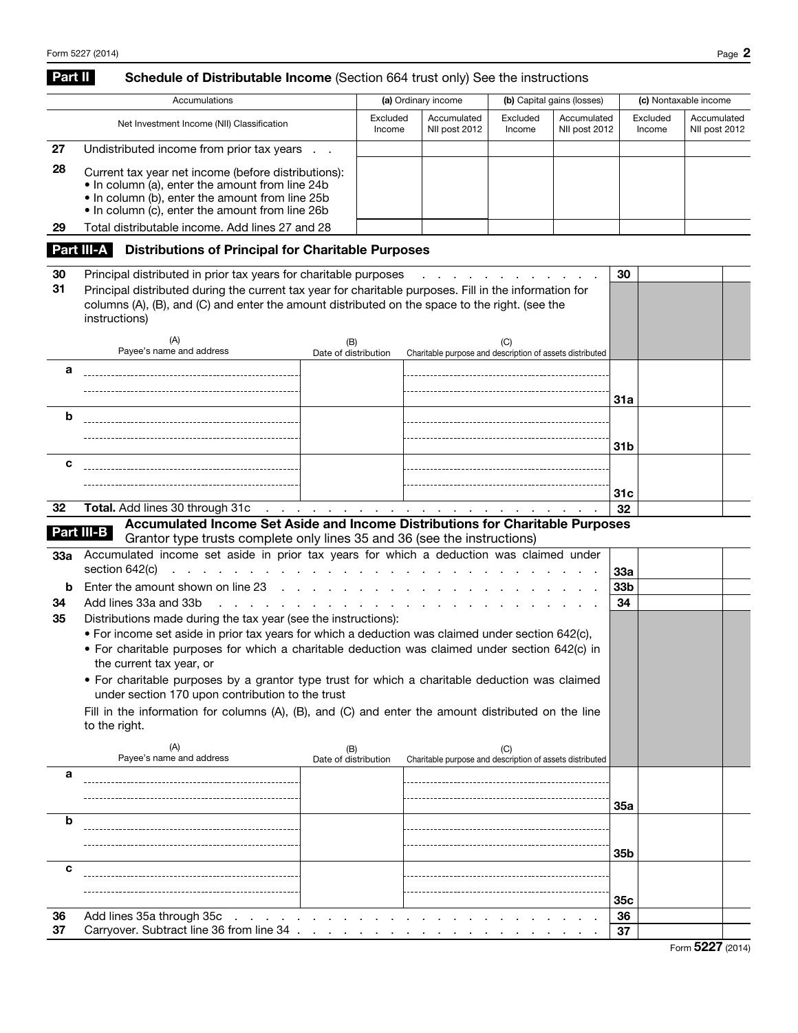## Part II Schedule of Distributable Income (Section 664 trust only) See the instructions

| Accumulations | (a) Ordinary income | | (b) Capital gains (losses) | | (c) Nontaxable income | |
|---|---|---|---|---|---|---|
| Net Investment Income (NII) Classification | Excluded Income | Accumulated NII post 2012 | Excluded Income | Accumulated NII post 2012 | Excluded Income | Accumulated NII post 2012 |
| **27** Undistributed income from prior tax years | | | | | | |
| **28** Current tax year net income (before distributions): • In column (a), enter the amount from line 24b • In column (b), enter the amount from line 25b • In column (c), enter the amount from line 26b | | | | | | |
| **29** Total distributable income. Add lines 27 and 28 | | | | | | |

## Part III-A Distributions of Principal for Charitable Purposes

**30** Principal distributed in prior tax years for charitable purposes . . . . . . . . . . . . . . **30** ______

**31** Principal distributed during the current tax year for charitable purposes. Fill in the information for columns (A), (B), and (C) and enter the amount distributed on the space to the right. (see the instructions)

| | (A) Payee's name and address | (B) Date of distribution | (C) Charitable purpose and description of assets distributed | Line | Amount |
|---|---|---|---|---|---|
| a | | | | 31a | |
| b | | | | 31b | |
| c | | | | 31c | |

**32** **Total.** Add lines 30 through 31c . . . . . . . . . . . . . . . . . . . . . . . . . **32** ______

## Part III-B Accumulated Income Set Aside and Income Distributions for Charitable Purposes

Grantor type trusts complete only lines 35 and 36 (see the instructions)

**33a** Accumulated income set aside in prior tax years for which a deduction was claimed under section 642(c) . . . . . . . . . . . . . . . . . . . . . . . . . . . . **33a** ______

**b** Enter the amount shown on line 23 . . . . . . . . . . . . . . . . . . . . . . . . **33b** ______

**34** Add lines 33a and 33b . . . . . . . . . . . . . . . . . . . . . . . . . . . . **34** ______

**35** Distributions made during the tax year (see the instructions):

- For income set aside in prior tax years for which a deduction was claimed under section 642(c),
- For charitable purposes for which a charitable deduction was claimed under section 642(c) in the current tax year, or
- For charitable purposes by a grantor type trust for which a charitable deduction was claimed under section 170 upon contribution to the trust

Fill in the information for columns (A), (B), and (C) and enter the amount distributed on the line to the right.

| | (A) Payee's name and address | (B) Date of distribution | (C) Charitable purpose and description of assets distributed | Line | Amount |
|---|---|---|---|---|---|
| a | | | | 35a | |
| b | | | | 35b | |
| c | | | | 35c | |

**36** Add lines 35a through 35c . . . . . . . . . . . . . . . . . . . . . . . . . . **36** ______

**37** Carryover. Subtract line 36 from line 34 . . . . . . . . . . . . . . . . . . . . . **37** ______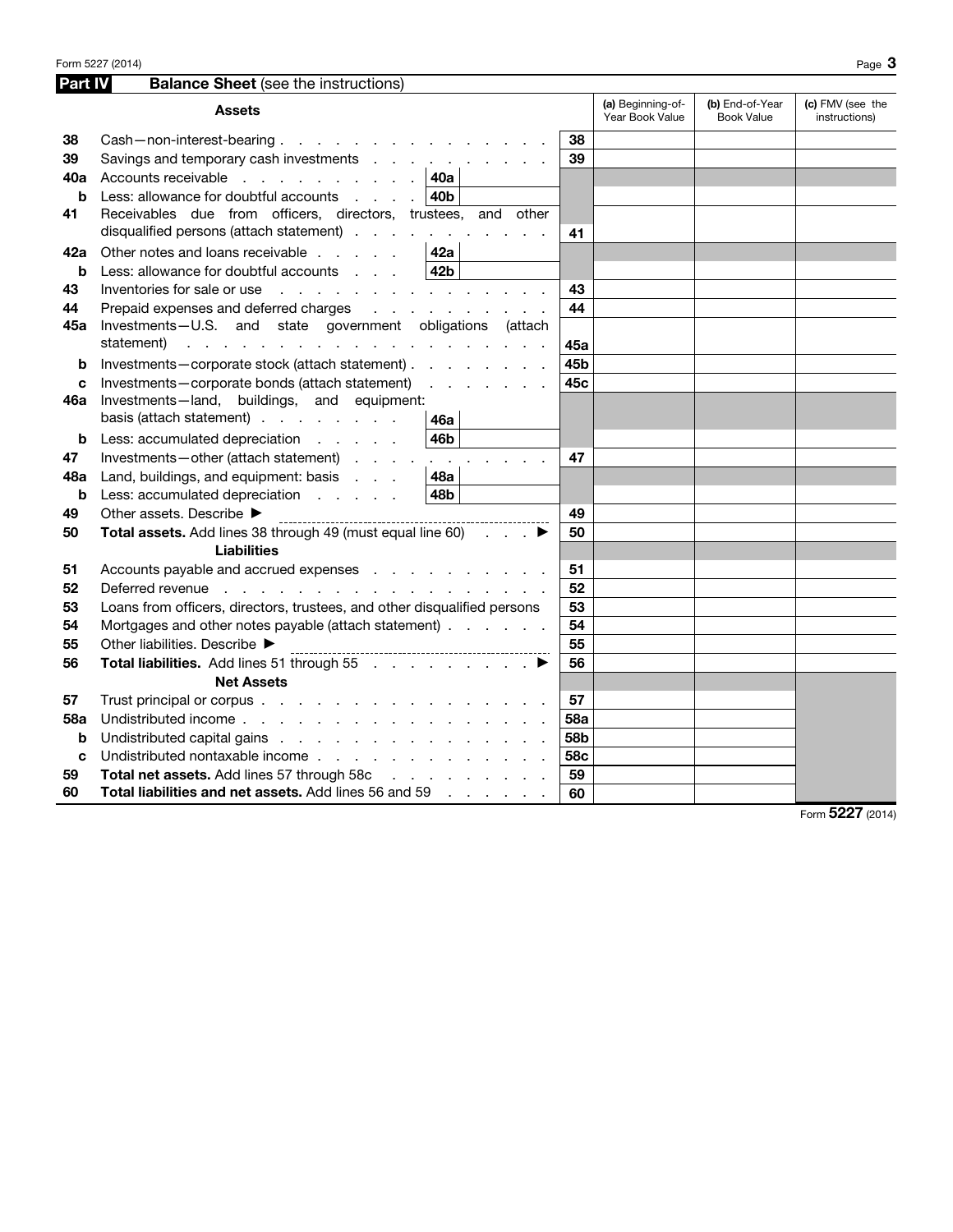## Part IV Balance Sheet (see the instructions)

| | Assets | | | (a) Beginning-of-Year Book Value | (b) End-of-Year Book Value | (c) FMV (see the instructions) |
|---|---|---|---|---|---|---|
| 38 | Cash—non-interest-bearing | | 38 | | | |
| 39 | Savings and temporary cash investments | | 39 | | | |
| 40a | Accounts receivable | 40a | | | | |
| b | Less: allowance for doubtful accounts | 40b | | | | |
| 41 | Receivables due from officers, directors, trustees, and other disqualified persons (attach statement) | | 41 | | | |
| 42a | Other notes and loans receivable | 42a | | | | |
| b | Less: allowance for doubtful accounts | 42b | | | | |
| 43 | Inventories for sale or use | | 43 | | | |
| 44 | Prepaid expenses and deferred charges | | 44 | | | |
| 45a | Investments—U.S. and state government obligations (attach statement) | | 45a | | | |
| b | Investments—corporate stock (attach statement) | | 45b | | | |
| c | Investments—corporate bonds (attach statement) | | 45c | | | |
| 46a | Investments—land, buildings, and equipment: basis (attach statement) | 46a | | | | |
| b | Less: accumulated depreciation | 46b | | | | |
| 47 | Investments—other (attach statement) | | 47 | | | |
| 48a | Land, buildings, and equipment: basis | 48a | | | | |
| b | Less: accumulated depreciation | 48b | | | | |
| 49 | Other assets. Describe ▶ | | 49 | | | |
| 50 | **Total assets.** Add lines 38 through 49 (must equal line 60) ▶ | | 50 | | | |
| | **Liabilities** | | | | | |
| 51 | Accounts payable and accrued expenses | | 51 | | | |
| 52 | Deferred revenue | | 52 | | | |
| 53 | Loans from officers, directors, trustees, and other disqualified persons | | 53 | | | |
| 54 | Mortgages and other notes payable (attach statement) | | 54 | | | |
| 55 | Other liabilities. Describe ▶ | | 55 | | | |
| 56 | **Total liabilities.** Add lines 51 through 55 ▶ | | 56 | | | |
| | **Net Assets** | | | | | |
| 57 | Trust principal or corpus | | 57 | | | |
| 58a | Undistributed income | | 58a | | | |
| b | Undistributed capital gains | | 58b | | | |
| c | Undistributed nontaxable income | | 58c | | | |
| 59 | **Total net assets.** Add lines 57 through 58c | | 59 | | | |
| 60 | **Total liabilities and net assets.** Add lines 56 and 59 | | 60 | | | |

Form **5227** (2014)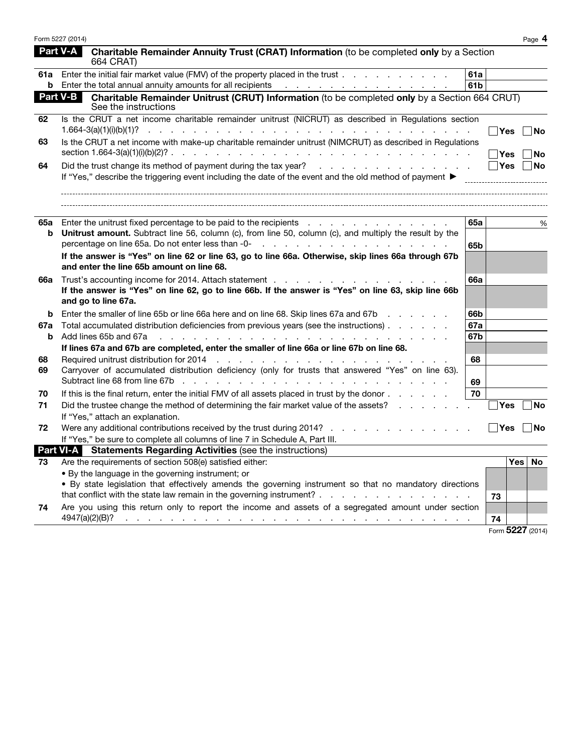## Part V-A Charitable Remainder Annuity Trust (CRAT) Information (to be completed **only** by a Section 664 CRAT)

| | | | |
|---|---|---|---|
| **61a** | Enter the initial fair market value (FMV) of the property placed in the trust | **61a** | |
| **b** | Enter the total annual annuity amounts for all recipients | **61b** | |

## Part V-B Charitable Remainder Unitrust (CRUT) Information (to be completed **only** by a Section 664 CRUT) See the instructions

**62** Is the CRUT a net income charitable remainder unitrust (NICRUT) as described in Regulations section 1.664-3(a)(1)(i)(b)(1)? ☐ Yes ☐ No

**63** Is the CRUT a net income with make-up charitable remainder unitrust (NIMCRUT) as described in Regulations section 1.664-3(a)(1)(i)(b)(2)? ☐ Yes ☐ No

**64** Did the trust change its method of payment during the tax year? ☐ Yes ☐ No

If "Yes," describe the triggering event including the date of the event and the old method of payment ▶

| | | | |
|---|---|---|---|
| **65a** | Enter the unitrust fixed percentage to be paid to the recipients | **65a** | % |
| **b** | **Unitrust amount.** Subtract line 56, column (c), from line 50, column (c), and multiply the result by the percentage on line 65a. Do not enter less than -0- | **65b** | |
| | **If the answer is "Yes" on line 62 or line 63, go to line 66a. Otherwise, skip lines 66a through 67b and enter the line 65b amount on line 68.** | | |
| **66a** | Trust's accounting income for 2014. Attach statement | **66a** | |
| | **If the answer is "Yes" on line 62, go to line 66b. If the answer is "Yes" on line 63, skip line 66b and go to line 67a.** | | |
| **b** | Enter the smaller of line 65b or line 66a here and on line 68. Skip lines 67a and 67b | **66b** | |
| **67a** | Total accumulated distribution deficiencies from previous years (see the instructions) | **67a** | |
| **b** | Add lines 65b and 67a | **67b** | |
| | **If lines 67a and 67b are completed, enter the smaller of line 66a or line 67b on line 68.** | | |
| **68** | Required unitrust distribution for 2014 | **68** | |
| **69** | Carryover of accumulated distribution deficiency (only for trusts that answered "Yes" on line 63). Subtract line 68 from line 67b | **69** | |
| **70** | If this is the final return, enter the initial FMV of all assets placed in trust by the donor | **70** | |

**71** Did the trustee change the method of determining the fair market value of the assets? ☐ Yes ☐ No

If "Yes," attach an explanation.

**72** Were any additional contributions received by the trust during 2014? ☐ Yes ☐ No

If "Yes," be sure to complete all columns of line 7 in Schedule A, Part III.

## Part VI-A Statements Regarding Activities (see the instructions)

| | | | Yes | No |
|---|---|---|---|---|
| **73** | Are the requirements of section 508(e) satisfied either:<br>• By the language in the governing instrument; or<br>• By state legislation that effectively amends the governing instrument so that no mandatory directions that conflict with the state law remain in the governing instrument? | **73** | | |
| **74** | Are you using this return only to report the income and assets of a segregated amount under section 4947(a)(2)(B)? | **74** | | |

Form **5227** (2014)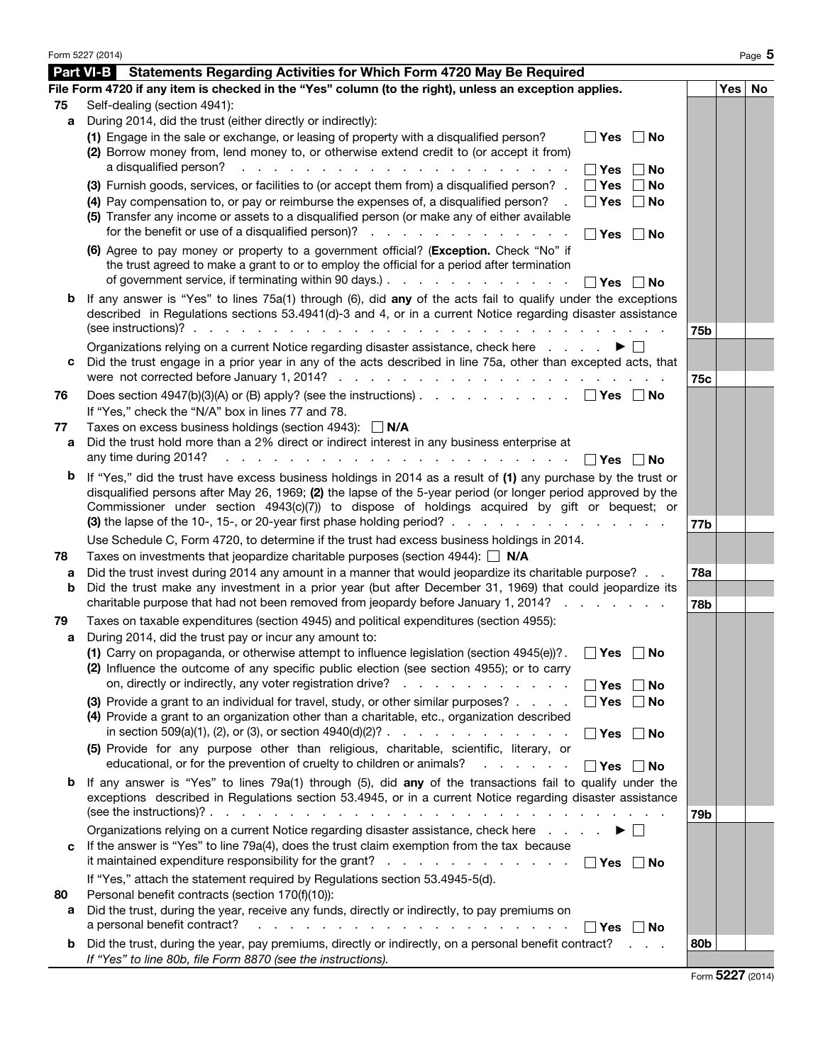## Part VI-B Statements Regarding Activities for Which Form 4720 May Be Required

**File Form 4720 if any item is checked in the "Yes" column (to the right), unless an exception applies.**

| | | | | Yes | No |
|---|---|---|---|---|---|
| **75** | Self-dealing (section 4941): | | | | |
| **a** | During 2014, did the trust (either directly or indirectly): | | | | |
| | **(1)** Engage in the sale or exchange, or leasing of property with a disqualified person? | ☐ Yes ☐ No | | | |
| | **(2)** Borrow money from, lend money to, or otherwise extend credit to (or accept it from) a disqualified person? | ☐ Yes ☐ No | | | |
| | **(3)** Furnish goods, services, or facilities to (or accept them from) a disqualified person? | ☐ Yes ☐ No | | | |
| | **(4)** Pay compensation to, or pay or reimburse the expenses of, a disqualified person? | ☐ Yes ☐ No | | | |
| | **(5)** Transfer any income or assets to a disqualified person (or make any of either available for the benefit or use of a disqualified person)? | ☐ Yes ☐ No | | | |
| | **(6)** Agree to pay money or property to a government official? (**Exception.** Check "No" if the trust agreed to make a grant to or to employ the official for a period after termination of government service, if terminating within 90 days.) | ☐ Yes ☐ No | | | |
| **b** | If any answer is "Yes" to lines 75a(1) through (6), did **any** of the acts fail to qualify under the exceptions described in Regulations sections 53.4941(d)-3 and 4, or in a current Notice regarding disaster assistance (see instructions)? | | **75b** | | |
| | Organizations relying on a current Notice regarding disaster assistance, check here ▶ ☐ | | | | |
| **c** | Did the trust engage in a prior year in any of the acts described in line 75a, other than excepted acts, that were not corrected before January 1, 2014? | | **75c** | | |
| **76** | Does section 4947(b)(3)(A) or (B) apply? (see the instructions) If "Yes," check the "N/A" box in lines 77 and 78. | ☐ Yes ☐ No | | | |
| **77** | Taxes on excess business holdings (section 4943): ☐ **N/A** | | | | |
| **a** | Did the trust hold more than a 2% direct or indirect interest in any business enterprise at any time during 2014? | ☐ Yes ☐ No | | | |
| **b** | If "Yes," did the trust have excess business holdings in 2014 as a result of **(1)** any purchase by the trust or disqualified persons after May 26, 1969; **(2)** the lapse of the 5-year period (or longer period approved by the Commissioner under section 4943(c)(7)) to dispose of holdings acquired by gift or bequest; or **(3)** the lapse of the 10-, 15-, or 20-year first phase holding period? | | **77b** | | |
| | Use Schedule C, Form 4720, to determine if the trust had excess business holdings in 2014. | | | | |
| **78** | Taxes on investments that jeopardize charitable purposes (section 4944): ☐ **N/A** | | | | |
| **a** | Did the trust invest during 2014 any amount in a manner that would jeopardize its charitable purpose? | | **78a** | | |
| **b** | Did the trust make any investment in a prior year (but after December 31, 1969) that could jeopardize its charitable purpose that had not been removed from jeopardy before January 1, 2014? | | **78b** | | |
| **79** | Taxes on taxable expenditures (section 4945) and political expenditures (section 4955): | | | | |
| **a** | During 2014, did the trust pay or incur any amount to: | | | | |
| | **(1)** Carry on propaganda, or otherwise attempt to influence legislation (section 4945(e))? | ☐ Yes ☐ No | | | |
| | **(2)** Influence the outcome of any specific public election (see section 4955); or to carry on, directly or indirectly, any voter registration drive? | ☐ Yes ☐ No | | | |
| | **(3)** Provide a grant to an individual for travel, study, or other similar purposes? | ☐ Yes ☐ No | | | |
| | **(4)** Provide a grant to an organization other than a charitable, etc., organization described in section 509(a)(1), (2), or (3), or section 4940(d)(2)? | ☐ Yes ☐ No | | | |
| | **(5)** Provide for any purpose other than religious, charitable, scientific, literary, or educational, or for the prevention of cruelty to children or animals? | ☐ Yes ☐ No | | | |
| **b** | If any answer is "Yes" to lines 79a(1) through (5), did **any** of the transactions fail to qualify under the exceptions described in Regulations section 53.4945, or in a current Notice regarding disaster assistance (see the instructions)? | | **79b** | | |
| | Organizations relying on a current Notice regarding disaster assistance, check here ▶ ☐ | | | | |
| **c** | If the answer is "Yes" to line 79a(4), does the trust claim exemption from the tax because it maintained expenditure responsibility for the grant? | ☐ Yes ☐ No | | | |
| | If "Yes," attach the statement required by Regulations section 53.4945-5(d). | | | | |
| **80** | Personal benefit contracts (section 170(f)(10)): | | | | |
| **a** | Did the trust, during the year, receive any funds, directly or indirectly, to pay premiums on a personal benefit contract? | ☐ Yes ☐ No | | | |
| **b** | Did the trust, during the year, pay premiums, directly or indirectly, on a personal benefit contract? *If "Yes" to line 80b, file Form 8870 (see the instructions).* | | **80b** | | |

Form **5227** (2014)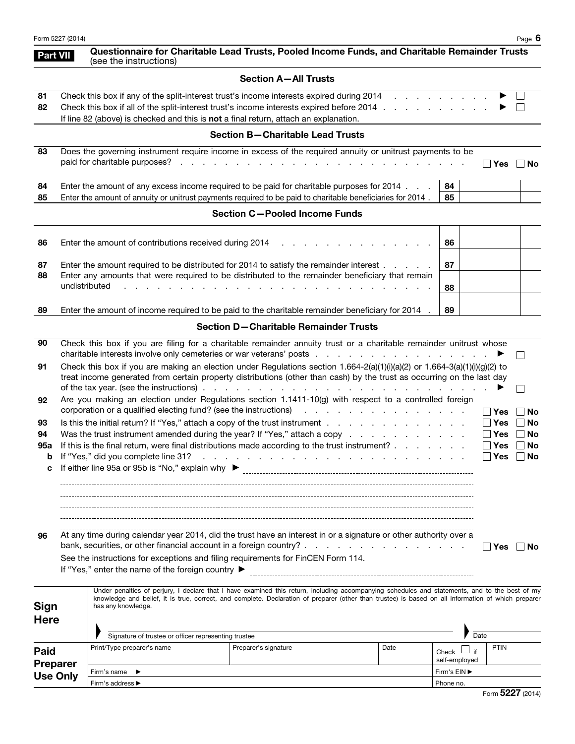## Part VII Questionnaire for Charitable Lead Trusts, Pooled Income Funds, and Charitable Remainder Trusts (see the instructions)

### Section A—All Trusts

**81** Check this box if any of the split-interest trust's income interests expired during 2014 . . . . . . . . . . ▶ ☐

**82** Check this box if all of the split-interest trust's income interests expired before 2014 . . . . . . . . . . . ▶ ☐

If line 82 (above) is checked and this is **not** a final return, attach an explanation.

### Section B—Charitable Lead Trusts

**83** Does the governing instrument require income in excess of the required annuity or unitrust payments to be paid for charitable purposes? . . . . . . . . . . . . . . . . . . . . . . . . . ☐ **Yes** ☐ **No**

| | | | |
|---|---|---|---|
| **84** | Enter the amount of any excess income required to be paid for charitable purposes for 2014 . . . | **84** | |
| **85** | Enter the amount of annuity or unitrust payments required to be paid to charitable beneficiaries for 2014 . | **85** | |

### Section C—Pooled Income Funds

| | | | |
|---|---|---|---|
| **86** | Enter the amount of contributions received during 2014 . . . . . . . . . . . . . . . | **86** | |
| **87** | Enter the amount required to be distributed for 2014 to satisfy the remainder interest . . . . . . | **87** | |
| **88** | Enter any amounts that were required to be distributed to the remainder beneficiary that remain undistributed . . . . . . . . . . . . . . . . . . . . . . . . . . . . . | **88** | |
| **89** | Enter the amount of income required to be paid to the charitable remainder beneficiary for 2014 . | **89** | |

### Section D—Charitable Remainder Trusts

**90** Check this box if you are filing for a charitable remainder annuity trust or a charitable remainder unitrust whose charitable interests involve only cemeteries or war veterans' posts . . . . . . . . . . . . . . . . . ▶ ☐

**91** Check this box if you are making an election under Regulations section 1.664-2(a)(1)(i)(a)(2) or 1.664-3(a)(1)(i)(g)(2) to treat income generated from certain property distributions (other than cash) by the trust as occurring on the last day of the tax year. (see the instructions) . . . . . . . . . . . . . . . . . . . . . . . . . . . ▶ ☐

**92** Are you making an election under Regulations section 1.1411-10(g) with respect to a controlled foreign corporation or a qualified electing fund? (see the instructions) . . . . . . . . . . . . . . . ☐ **Yes** ☐ **No**

**93** Is this the initial return? If "Yes," attach a copy of the trust instrument . . . . . . . . . . . . . ☐ **Yes** ☐ **No**

**94** Was the trust instrument amended during the year? If "Yes," attach a copy . . . . . . . . . . . ☐ **Yes** ☐ **No**

**95a** If this is the final return, were final distributions made according to the trust instrument? . . . . . . . ☐ **Yes** ☐ **No**

**b** If "Yes," did you complete line 31? . . . . . . . . . . . . . . . . . . . . . . . . . ☐ **Yes** ☐ **No**

**c** If either line 95a or 95b is "No," explain why ▶ ____________________

**96** At any time during calendar year 2014, did the trust have an interest in or a signature or other authority over a bank, securities, or other financial account in a foreign country? . . . . . . . . . . . . . . . . ☐ **Yes** ☐ **No**

See the instructions for exceptions and filing requirements for FinCEN Form 114.

If "Yes," enter the name of the foreign country ▶ ____________________

**Sign Here**

Under penalties of perjury, I declare that I have examined this return, including accompanying schedules and statements, and to the best of my knowledge and belief, it is true, correct, and complete. Declaration of preparer (other than trustee) is based on all information of which preparer has any knowledge.

Signature of trustee or officer representing trustee ____________________ Date ____________________

**Paid Preparer Use Only**

| Print/Type preparer's name | Preparer's signature | Date | Check ☐ if self-employed | PTIN |
|---|---|---|---|---|
| Firm's name ▶ | | | Firm's EIN ▶ | |
| Firm's address ▶ | | | Phone no. | |

Form **5227** (2014)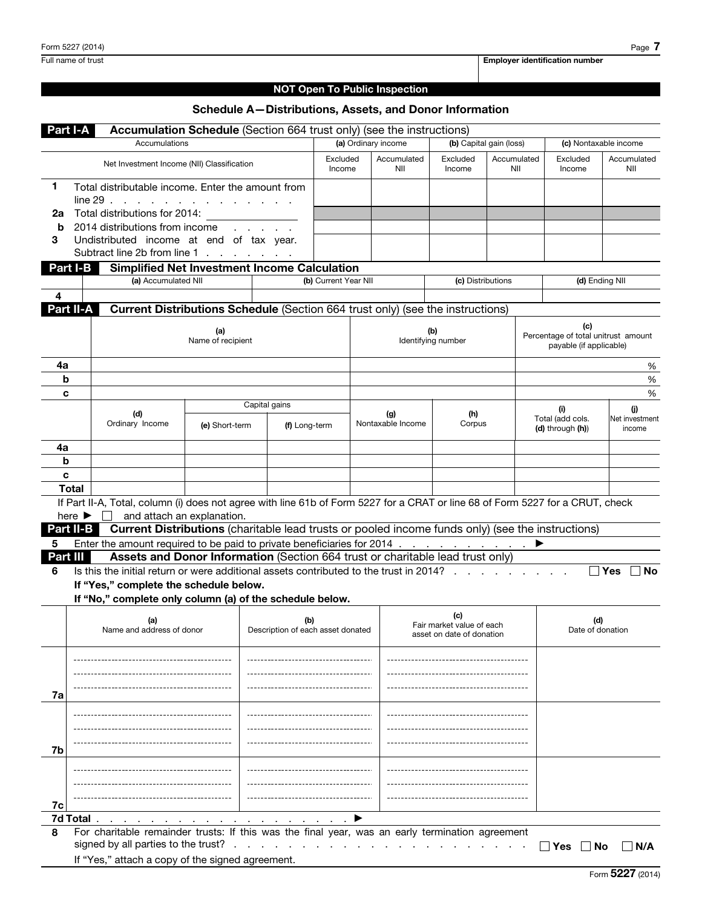Form 5227 (2014)

Full name of trust | Employer identification number

**NOT Open To Public Inspection**

## Schedule A—Distributions, Assets, and Donor Information

### Part I-A Accumulation Schedule (Section 664 trust only) (see the instructions)

| | Accumulations | (a) Ordinary income | | (b) Capital gain (loss) | | (c) Nontaxable income | |
|---|---|---|---|---|---|---|---|
| | Net Investment Income (NII) Classification | Excluded Income | Accumulated NII | Excluded Income | Accumulated NII | Excluded Income | Accumulated NII |
| 1 | Total distributable income. Enter the amount from line 29 . . . . . . . . . . . . . . . . | | | | | | |
| 2a | Total distributions for 2014: ______________ | | | | | | |
| b | 2014 distributions from income . . . . . . | | | | | | |
| 3 | Undistributed income at end of tax year. Subtract line 2b from line 1 . . . . . . . . | | | | | | |

### Part I-B Simplified Net Investment Income Calculation

| | (a) Accumulated NII | (b) Current Year NII | (c) Distributions | (d) Ending NII |
|---|---|---|---|---|
| 4 | | | | |

### Part II-A Current Distributions Schedule (Section 664 trust only) (see the instructions)

| | (a) Name of recipient | (b) Identifying number | (c) Percentage of total unitrust amount payable (if applicable) |
|---|---|---|---|
| 4a | | | % |
| b | | | % |
| c | | | % |

| | (d) Ordinary Income | Capital gains (e) Short-term | Capital gains (f) Long-term | (g) Nontaxable Income | (h) Corpus | (i) Total (add cols. (d) through (h)) | (j) Net investment income |
|---|---|---|---|---|---|---|---|
| 4a | | | | | | | |
| b | | | | | | | |
| c | | | | | | | |
| Total | | | | | | | |

If Part II-A, Total, column (i) does not agree with line 61b of Form 5227 for a CRAT or line 68 of Form 5227 for a CRUT, check here ► ☐ and attach an explanation.

### Part II-B Current Distributions (charitable lead trusts or pooled income funds only) (see the instructions)

**5** Enter the amount required to be paid to private beneficiaries for 2014 . . . . . . . . . . . ►

### Part III Assets and Donor Information (Section 664 trust or charitable lead trust only)

**6** Is this the initial return or were additional assets contributed to the trust in 2014? . . . . . . . . . . . ☐ Yes ☐ No

**If "Yes," complete the schedule below.**

**If "No," complete only column (a) of the schedule below.**

| | (a) Name and address of donor | (b) Description of each asset donated | (c) Fair market value of each asset on date of donation | (d) Date of donation |
|---|---|---|---|---|
| 7a | | | | |
| 7b | | | | |
| 7c | | | | |
| 7d Total . . . . . . . . . . . . . . . . . . . . . . . . . ► | | | | |

**8** For charitable remainder trusts: If this was the final year, was an early termination agreement signed by all parties to the trust? . . . . . . . . . . . . . . . . . . . . . . . . . . ☐ Yes ☐ No ☐ N/A

If "Yes," attach a copy of the signed agreement.

Form **5227** (2014)